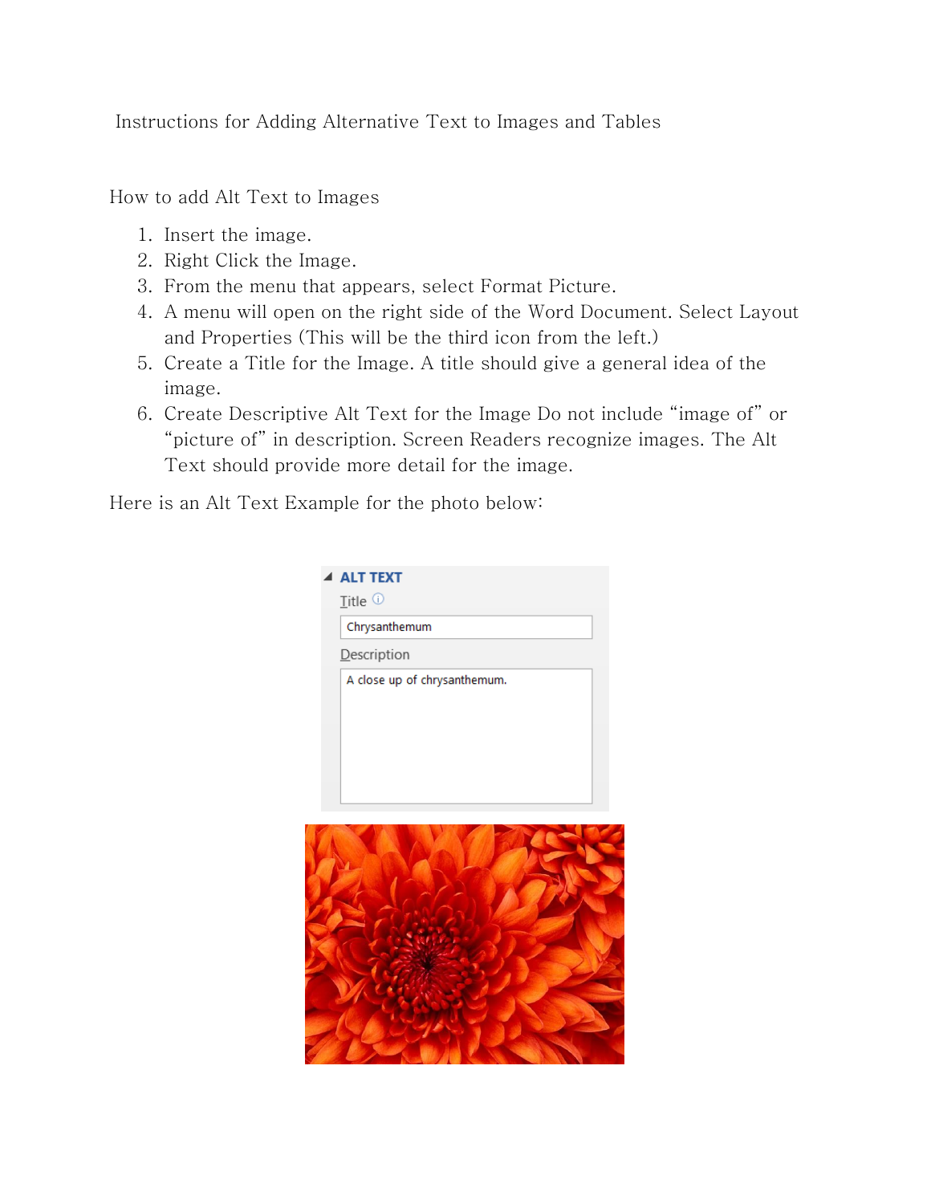# Instructions for Adding Alternative Text to Images and Tables

## How to add Alt Text to Images

1. Insert the image.
2. Right Click the Image.
3. From the menu that appears, select Format Picture.
4. A menu will open on the right side of the Word Document. Select Layout and Properties (This will be the third icon from the left.)
5. Create a Title for the Image. A title should give a general idea of the image.
6. Create Descriptive Alt Text for the Image Do not include "image of" or "picture of" in description. Screen Readers recognize images. The Alt Text should provide more detail for the image.

Here is an Alt Text Example for the photo below:

**ALT TEXT**

Title

Chrysanthemum

Description

A close up of chrysanthemum.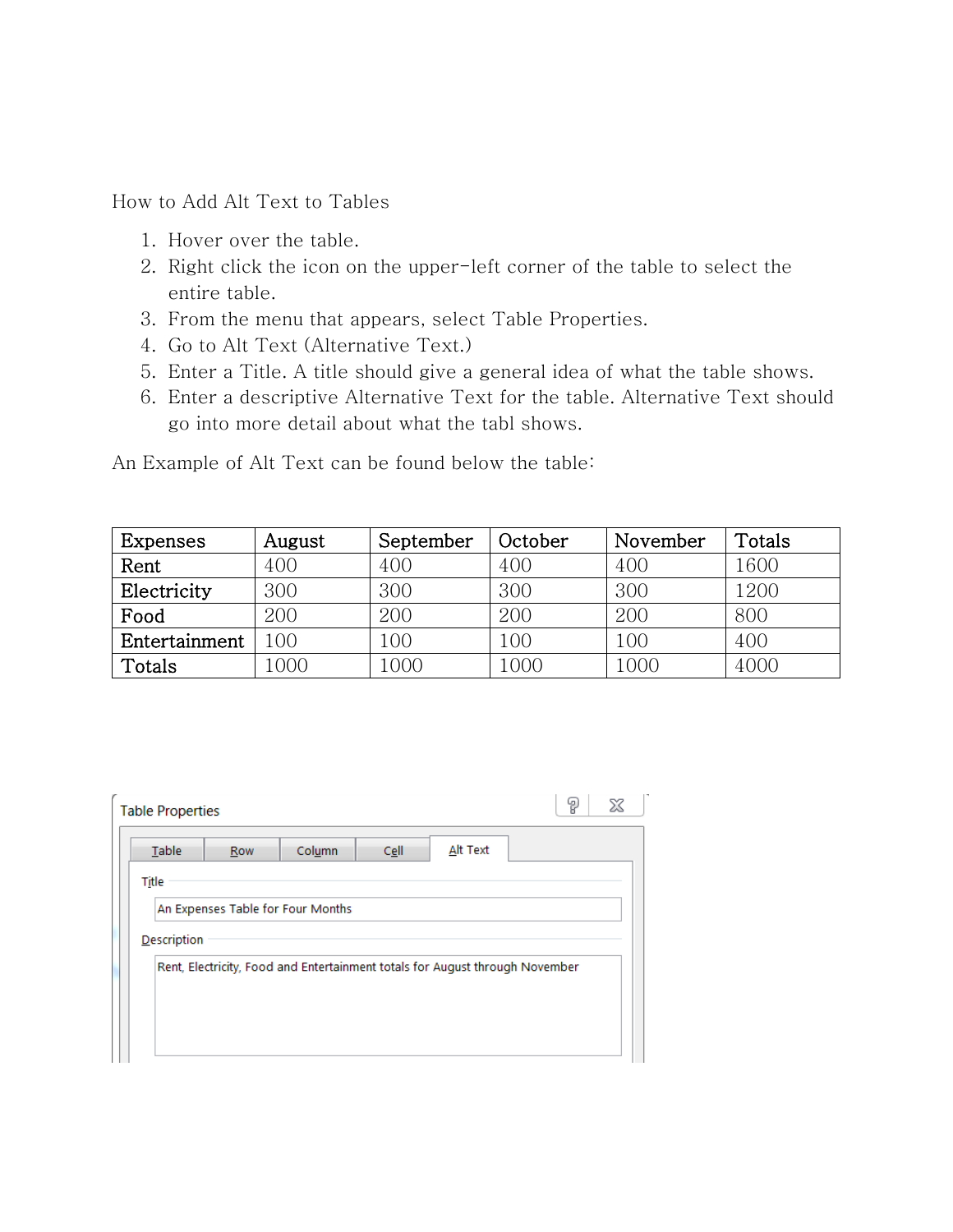How to Add Alt Text to Tables

1. Hover over the table.
2. Right click the icon on the upper-left corner of the table to select the entire table.
3. From the menu that appears, select Table Properties.
4. Go to Alt Text (Alternative Text.)
5. Enter a Title. A title should give a general idea of what the table shows.
6. Enter a descriptive Alternative Text for the table. Alternative Text should go into more detail about what the tabl shows.

An Example of Alt Text can be found below the table:

| Expenses | August | September | October | November | Totals |
|---|---|---|---|---|---|
| Rent | 400 | 400 | 400 | 400 | 1600 |
| Electricity | 300 | 300 | 300 | 300 | 1200 |
| Food | 200 | 200 | 200 | 200 | 800 |
| Entertainment | 100 | 100 | 100 | 100 | 400 |
| Totals | 1000 | 1000 | 1000 | 1000 | 4000 |

Table Properties

Table | Row | Column | Cell | Alt Text

Title

An Expenses Table for Four Months

Description

Rent, Electricity, Food and Entertainment totals for August through November